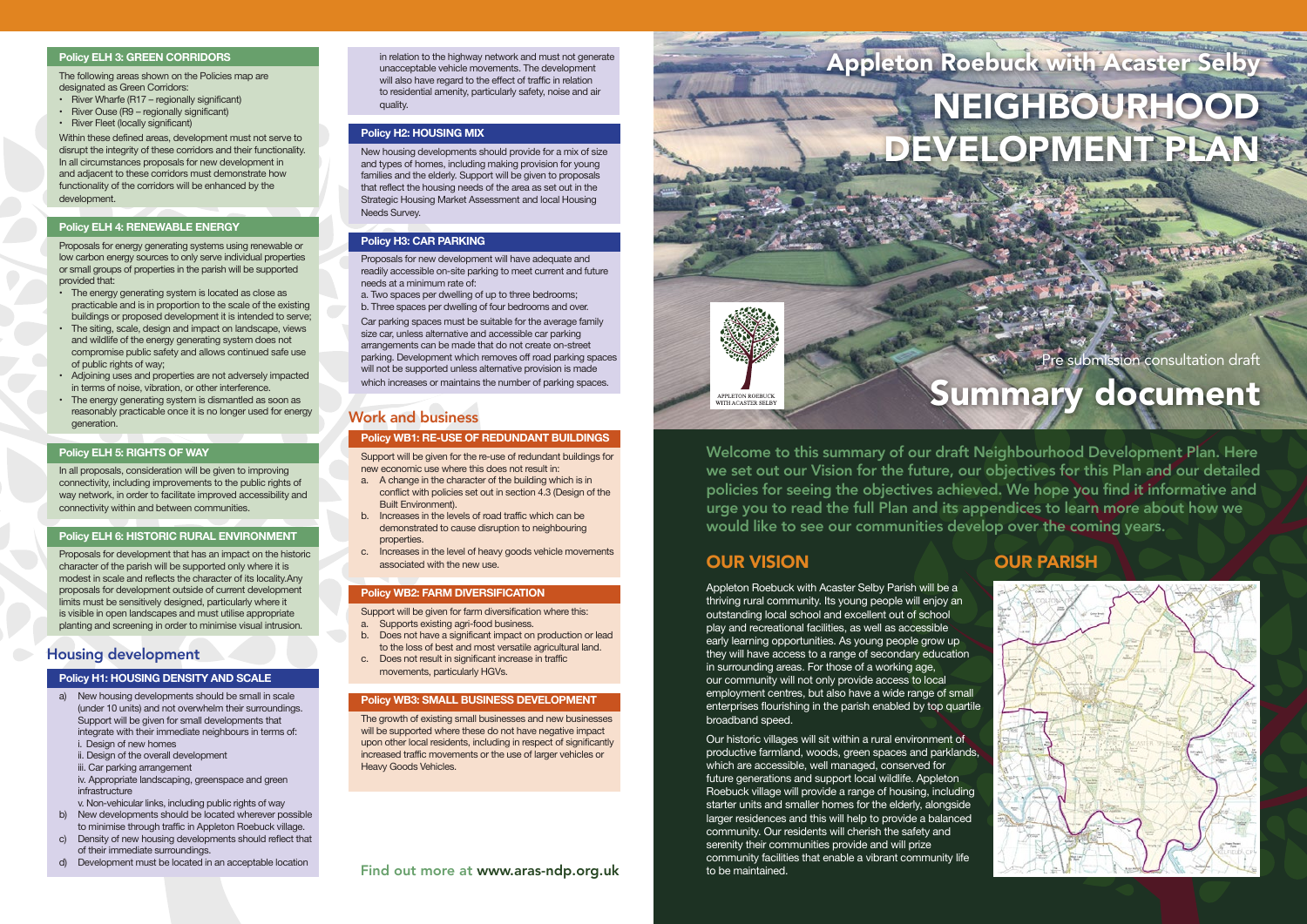# Appleton Roebuck with Acaster Selby

# NEIGHBOURHOOD DEVELOPMENT PLAN

Pre submission consultation draft

## Summary document

APPLETON ROEBUCK WITH ACASTER SELBY

**Welcome to this summary of our draft Neighbourhood Development Plan. Here we set out our Vision for the future, our objectives for this Plan and our detailed policies for seeing the objectives achieved. We hope you find it informative and urge you to read the full Plan and its appendices to learn more about how we would like to see our communities develop over the coming years.**

## OUR VISION

Appleton Roebuck with Acaster Selby Parish will be a thriving rural community. Its young people will enjoy an outstanding local school and excellent out of school play and recreational facilities, as well as accessible early learning opportunities. As young people grow up they will have access to a range of secondary education in surrounding areas. For those of a working age, our community will not only provide access to local employment centres, but also have a wide range of small enterprises flourishing in the parish enabled by top quartile broadband speed.

Our historic villages will sit within a rural environment of productive farmland, woods, green spaces and parklands, which are accessible, well managed, conserved for future generations and support local wildlife. Appleton Roebuck village will provide a range of housing, including starter units and smaller homes for the elderly, alongside larger residences and this will help to provide a balanced community. Our residents will cherish the safety and serenity their communities provide and will prize community facilities that enable a vibrant community life to be maintained.

## OUR PARISH

### Policy ELH 3: GREEN CORRIDORS

The following areas shown on the Policies map are designated as Green Corridors:

- River Wharfe (R17 – regionally significant)
- River Ouse (R9 – regionally significant)
- River Fleet (locally significant)

Within these defined areas, development must not serve to disrupt the integrity of these corridors and their functionality. In all circumstances proposals for new development in and adjacent to these corridors must demonstrate how functionality of the corridors will be enhanced by the development.

### Policy ELH 4: RENEWABLE ENERGY

Proposals for energy generating systems using renewable or low carbon energy sources to only serve individual properties or small groups of properties in the parish will be supported provided that:

- The energy generating system is located as close as practicable and is in proportion to the scale of the existing buildings or proposed development it is intended to serve;
- The siting, scale, design and impact on landscape, views and wildlife of the energy generating system does not compromise public safety and allows continued safe use of public rights of way;
- Adjoining uses and properties are not adversely impacted in terms of noise, vibration, or other interference.
- The energy generating system is dismantled as soon as reasonably practicable once it is no longer used for energy generation.

### Policy ELH 5: RIGHTS OF WAY

In all proposals, consideration will be given to improving connectivity, including improvements to the public rights of way network, in order to facilitate improved accessibility and connectivity within and between communities.

### Policy ELH 6: HISTORIC RURAL ENVIRONMENT

Proposals for development that has an impact on the historic character of the parish will be supported only where it is modest in scale and reflects the character of its locality.Any proposals for development outside of current development limits must be sensitively designed, particularly where it is visible in open landscapes and must utilise appropriate planting and screening in order to minimise visual intrusion.

## Housing development

### Policy H1: HOUSING DENSITY AND SCALE

a) New housing developments should be small in scale (under 10 units) and not overwhelm their surroundings. Support will be given for small developments that integrate with their immediate neighbours in terms of:
   i. Design of new homes
   ii. Design of the overall development
   iii. Car parking arrangement
   iv. Appropriate landscaping, greenspace and green infrastructure
   v. Non-vehicular links, including public rights of way
b) New developments should be located wherever possible to minimise through traffic in Appleton Roebuck village.
c) Density of new housing developments should reflect that of their immediate surroundings.
d) Development must be located in an acceptable location in relation to the highway network and must not generate unacceptable vehicle movements. The development will also have regard to the effect of traffic in relation to residential amenity, particularly safety, noise and air quality.

### Policy H2: HOUSING MIX

New housing developments should provide for a mix of size and types of homes, including making provision for young families and the elderly. Support will be given to proposals that reflect the housing needs of the area as set out in the Strategic Housing Market Assessment and local Housing Needs Survey.

### Policy H3: CAR PARKING

Proposals for new development will have adequate and readily accessible on-site parking to meet current and future needs at a minimum rate of:

a. Two spaces per dwelling of up to three bedrooms;
b. Three spaces per dwelling of four bedrooms and over.

Car parking spaces must be suitable for the average family size car, unless alternative and accessible car parking arrangements can be made that do not create on-street parking. Development which removes off road parking spaces will not be supported unless alternative provision is made which increases or maintains the number of parking spaces.

## Work and business

### Policy WB1: RE-USE OF REDUNDANT BUILDINGS

Support will be given for the re-use of redundant buildings for new economic use where this does not result in:

a. A change in the character of the building which is in conflict with policies set out in section 4.3 (Design of the Built Environment).
b. Increases in the levels of road traffic which can be demonstrated to cause disruption to neighbouring properties.
c. Increases in the level of heavy goods vehicle movements associated with the new use.

### Policy WB2: FARM DIVERSIFICATION

Support will be given for farm diversification where this:

a. Supports existing agri-food business.
b. Does not have a significant impact on production or lead to the loss of best and most versatile agricultural land.
c. Does not result in significant increase in traffic movements, particularly HGVs.

### Policy WB3: SMALL BUSINESS DEVELOPMENT

The growth of existing small businesses and new businesses will be supported where these do not have negative impact upon other local residents, including in respect of significantly increased traffic movements or the use of larger vehicles or Heavy Goods Vehicles.

Find out more at **www.aras-ndp.org.uk**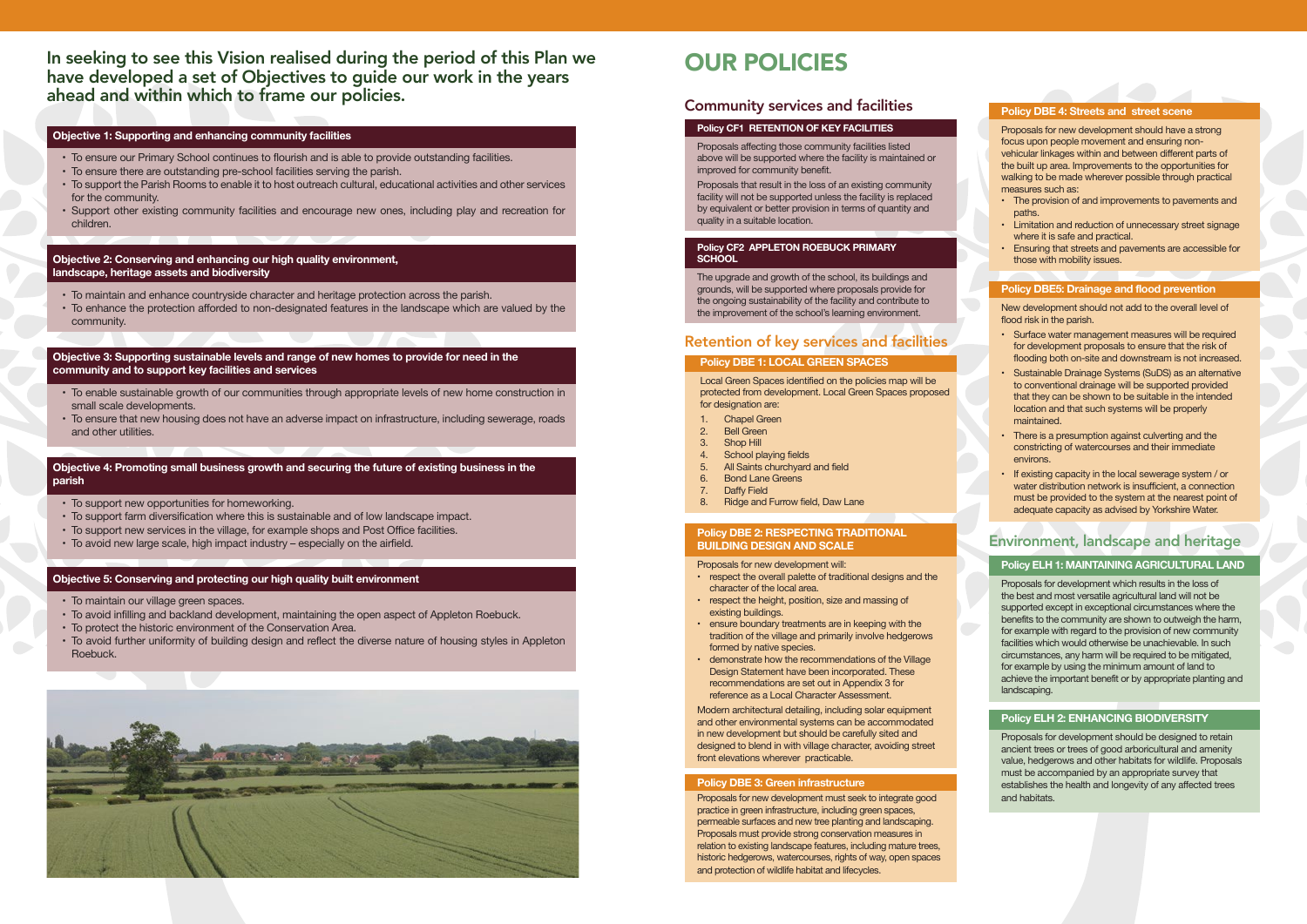## In seeking to see this Vision realised during the period of this Plan we have developed a set of Objectives to guide our work in the years ahead and within which to frame our policies.

**Objective 1: Supporting and enhancing community facilities**

- To ensure our Primary School continues to flourish and is able to provide outstanding facilities.
- To ensure there are outstanding pre-school facilities serving the parish.
- To support the Parish Rooms to enable it to host outreach cultural, educational activities and other services for the community.
- Support other existing community facilities and encourage new ones, including play and recreation for children.

**Objective 2: Conserving and enhancing our high quality environment, landscape, heritage assets and biodiversity**

- To maintain and enhance countryside character and heritage protection across the parish.
- To enhance the protection afforded to non-designated features in the landscape which are valued by the community.

**Objective 3: Supporting sustainable levels and range of new homes to provide for need in the community and to support key facilities and services**

- To enable sustainable growth of our communities through appropriate levels of new home construction in small scale developments.
- To ensure that new housing does not have an adverse impact on infrastructure, including sewerage, roads and other utilities.

**Objective 4: Promoting small business growth and securing the future of existing business in the parish**

- To support new opportunities for homeworking.
- To support farm diversification where this is sustainable and of low landscape impact.
- To support new services in the village, for example shops and Post Office facilities.
- To avoid new large scale, high impact industry – especially on the airfield.

**Objective 5: Conserving and protecting our high quality built environment**

- To maintain our village green spaces.
- To avoid infilling and backland development, maintaining the open aspect of Appleton Roebuck.
- To protect the historic environment of the Conservation Area.
- To avoid further uniformity of building design and reflect the diverse nature of housing styles in Appleton Roebuck.

# OUR POLICIES

## Community services and facilities

**Policy CF1 RETENTION OF KEY FACILITIES**

Proposals affecting those community facilities listed above will be supported where the facility is maintained or improved for community benefit.

Proposals that result in the loss of an existing community facility will not be supported unless the facility is replaced by equivalent or better provision in terms of quantity and quality in a suitable location.

**Policy CF2 APPLETON ROEBUCK PRIMARY SCHOOL**

The upgrade and growth of the school, its buildings and grounds, will be supported where proposals provide for the ongoing sustainability of the facility and contribute to the improvement of the school's learning environment.

## Retention of key services and facilities

**Policy DBE 1: LOCAL GREEN SPACES**

Local Green Spaces identified on the policies map will be protected from development. Local Green Spaces proposed for designation are:

1. Chapel Green
2. Bell Green
3. Shop Hill
4. School playing fields
5. All Saints churchyard and field
6. Bond Lane Greens
7. Daffy Field
8. Ridge and Furrow field, Daw Lane

**Policy DBE 2: RESPECTING TRADITIONAL BUILDING DESIGN AND SCALE**

Proposals for new development will:

- respect the overall palette of traditional designs and the character of the local area.
- respect the height, position, size and massing of existing buildings.
- ensure boundary treatments are in keeping with the tradition of the village and primarily involve hedgerows formed by native species.
- demonstrate how the recommendations of the Village Design Statement have been incorporated. These recommendations are set out in Appendix 3 for reference as a Local Character Assessment.

Modern architectural detailing, including solar equipment and other environmental systems can be accommodated in new development but should be carefully sited and designed to blend in with village character, avoiding street front elevations wherever practicable.

**Policy DBE 3: Green infrastructure**

Proposals for new development must seek to integrate good practice in green infrastructure, including green spaces, permeable surfaces and new tree planting and landscaping. Proposals must provide strong conservation measures in relation to existing landscape features, including mature trees, historic hedgerows, watercourses, rights of way, open spaces and protection of wildlife habitat and lifecycles.

**Policy DBE 4: Streets and street scene**

Proposals for new development should have a strong focus upon people movement and ensuring non-vehicular linkages within and between different parts of the built up area. Improvements to the opportunities for walking to be made wherever possible through practical measures such as:

- The provision of and improvements to pavements and paths.
- Limitation and reduction of unnecessary street signage where it is safe and practical.
- Ensuring that streets and pavements are accessible for those with mobility issues.

**Policy DBE5: Drainage and flood prevention**

New development should not add to the overall level of flood risk in the parish.

- Surface water management measures will be required for development proposals to ensure that the risk of flooding both on-site and downstream is not increased.
- Sustainable Drainage Systems (SuDS) as an alternative to conventional drainage will be supported provided that they can be shown to be suitable in the intended location and that such systems will be properly maintained.
- There is a presumption against culverting and the constricting of watercourses and their immediate environs.
- If existing capacity in the local sewerage system / or water distribution network is insufficient, a connection must be provided to the system at the nearest point of adequate capacity as advised by Yorkshire Water.

## Environment, landscape and heritage

**Policy ELH 1: MAINTAINING AGRICULTURAL LAND**

Proposals for development which results in the loss of the best and most versatile agricultural land will not be supported except in exceptional circumstances where the benefits to the community are shown to outweigh the harm, for example with regard to the provision of new community facilities which would otherwise be unachievable. In such circumstances, any harm will be required to be mitigated, for example by using the minimum amount of land to achieve the important benefit or by appropriate planting and landscaping.

**Policy ELH 2: ENHANCING BIODIVERSITY**

Proposals for development should be designed to retain ancient trees or trees of good arboricultural and amenity value, hedgerows and other habitats for wildlife. Proposals must be accompanied by an appropriate survey that establishes the health and longevity of any affected trees and habitats.